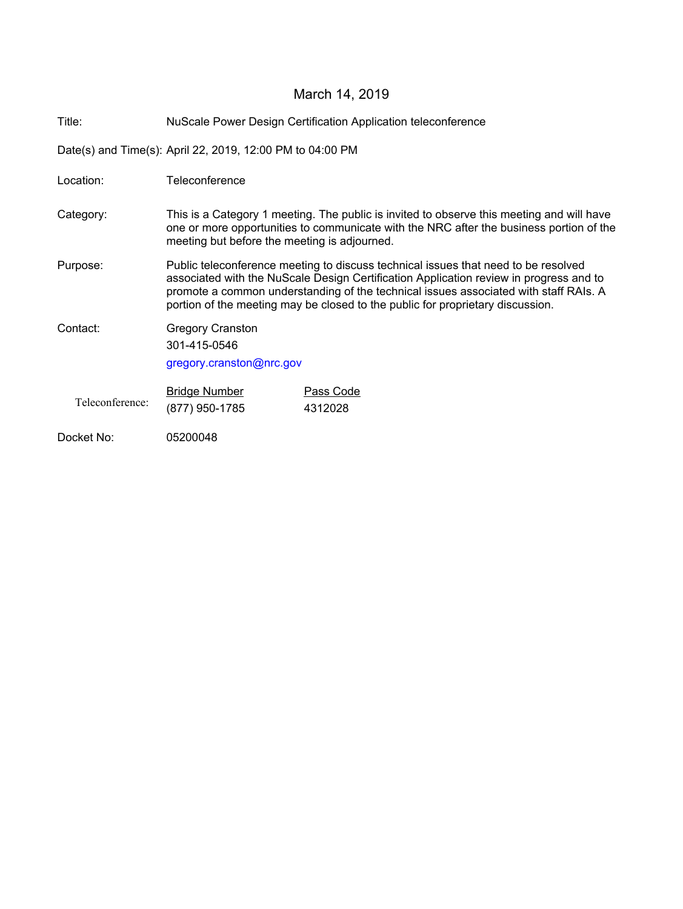March 14, 2019

| | |
|---|---|
| Title: | NuScale Power Design Certification Application teleconference |
| Date(s) and Time(s): | April 22, 2019, 12:00 PM to 04:00 PM |
| Location: | Teleconference |
| Category: | This is a Category 1 meeting. The public is invited to observe this meeting and will have one or more opportunities to communicate with the NRC after the business portion of the meeting but before the meeting is adjourned. |
| Purpose: | Public teleconference meeting to discuss technical issues that need to be resolved associated with the NuScale Design Certification Application review in progress and to promote a common understanding of the technical issues associated with staff RAIs. A portion of the meeting may be closed to the public for proprietary discussion. |
| Contact: | Gregory Cranston<br>301-415-0546<br>gregory.cranston@nrc.gov |

| Teleconference: | Bridge Number | Pass Code |
|---|---|---|
| | (877) 950-1785 | 4312028 |

Docket No: 05200048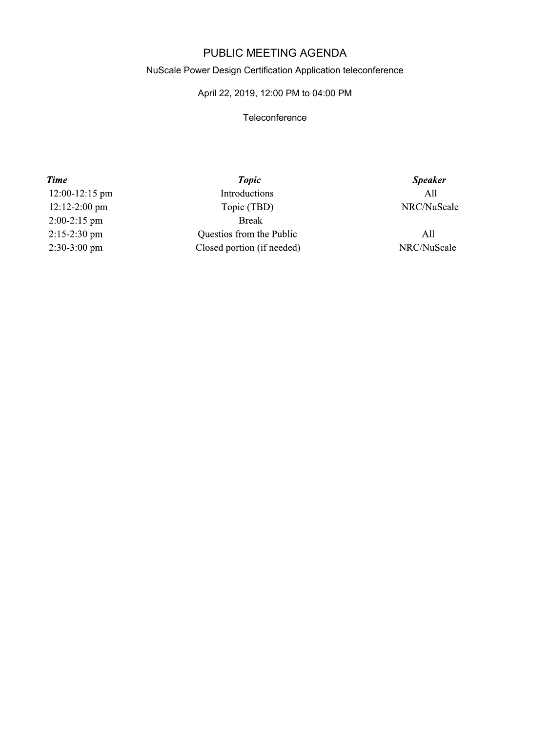# PUBLIC MEETING AGENDA

NuScale Power Design Certification Application teleconference

April 22, 2019, 12:00 PM to 04:00 PM

Teleconference

| *Time* | *Topic* | *Speaker* |
| --- | --- | --- |
| 12:00-12:15 pm | Introductions | All |
| 12:12-2:00 pm | Topic (TBD) | NRC/NuScale |
| 2:00-2:15 pm | Break | |
| 2:15-2:30 pm | Questios from the Public | All |
| 2:30-3:00 pm | Closed portion (if needed) | NRC/NuScale |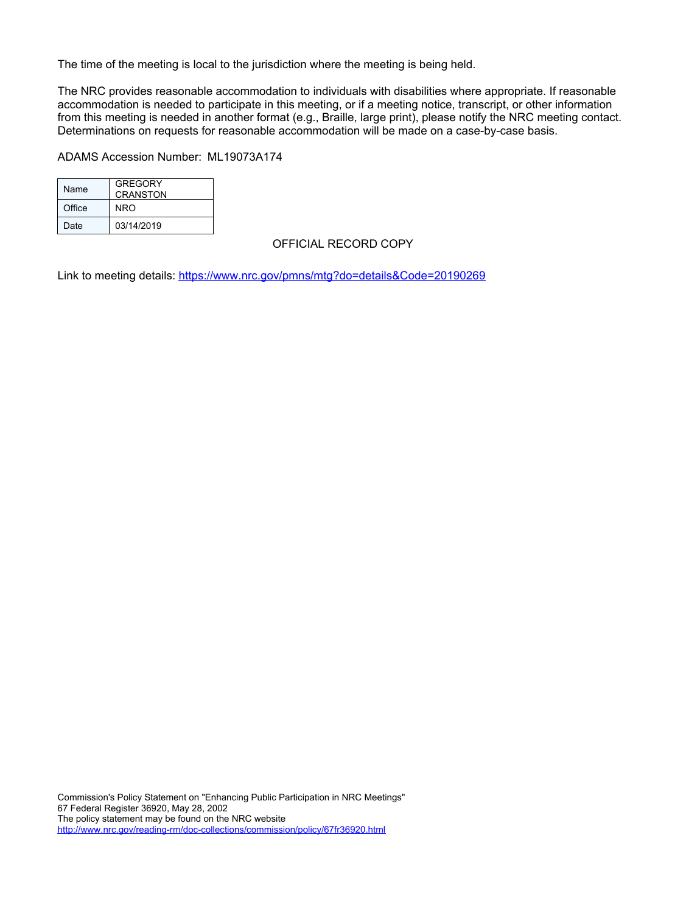The time of the meeting is local to the jurisdiction where the meeting is being held.

The NRC provides reasonable accommodation to individuals with disabilities where appropriate. If reasonable accommodation is needed to participate in this meeting, or if a meeting notice, transcript, or other information from this meeting is needed in another format (e.g., Braille, large print), please notify the NRC meeting contact. Determinations on requests for reasonable accommodation will be made on a case-by-case basis.

ADAMS Accession Number: ML19073A174

| | |
|---|---|
| Name | GREGORY CRANSTON |
| Office | NRO |
| Date | 03/14/2019 |

OFFICIAL RECORD COPY

Link to meeting details: https://www.nrc.gov/pmns/mtg?do=details&Code=20190269

Commission's Policy Statement on "Enhancing Public Participation in NRC Meetings"
67 Federal Register 36920, May 28, 2002
The policy statement may be found on the NRC website
http://www.nrc.gov/reading-rm/doc-collections/commission/policy/67fr36920.html